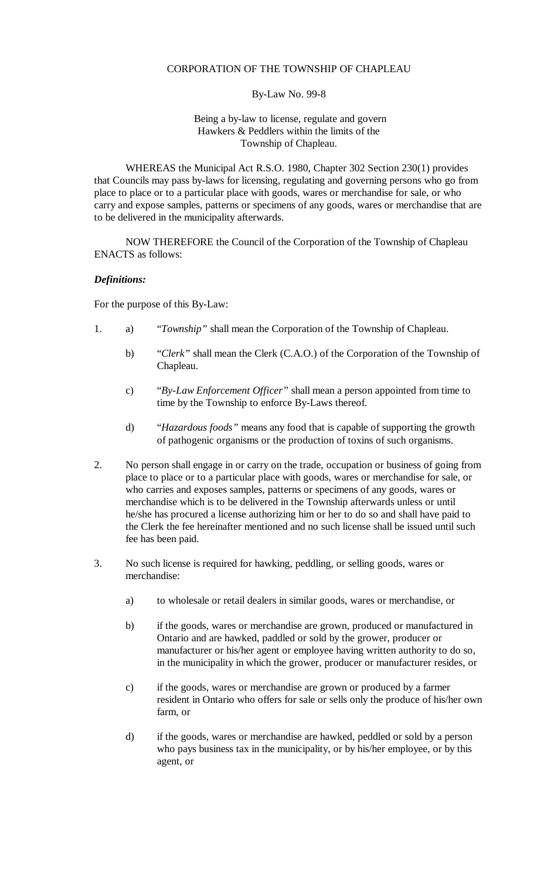CORPORATION OF THE TOWNSHIP OF CHAPLEAU

By-Law No. 99-8

Being a by-law to license, regulate and govern Hawkers & Peddlers within the limits of the Township of Chapleau.

WHEREAS the Municipal Act R.S.O. 1980, Chapter 302 Section 230(1) provides that Councils may pass by-laws for licensing, regulating and governing persons who go from place to place or to a particular place with goods, wares or merchandise for sale, or who carry and expose samples, patterns or specimens of any goods, wares or merchandise that are to be delivered in the municipality afterwards.

NOW THEREFORE the Council of the Corporation of the Township of Chapleau ENACTS as follows:

***Definitions:***

For the purpose of this By-Law:

1. a) "*Township"* shall mean the Corporation of the Township of Chapleau.

   b) "*Clerk"* shall mean the Clerk (C.A.O.) of the Corporation of the Township of Chapleau.

   c) "*By-Law Enforcement Officer"* shall mean a person appointed from time to time by the Township to enforce By-Laws thereof.

   d) "*Hazardous foods"* means any food that is capable of supporting the growth of pathogenic organisms or the production of toxins of such organisms.

2. No person shall engage in or carry on the trade, occupation or business of going from place to place or to a particular place with goods, wares or merchandise for sale, or who carries and exposes samples, patterns or specimens of any goods, wares or merchandise which is to be delivered in the Township afterwards unless or until he/she has procured a license authorizing him or her to do so and shall have paid to the Clerk the fee hereinafter mentioned and no such license shall be issued until such fee has been paid.

3. No such license is required for hawking, peddling, or selling goods, wares or merchandise:

   a) to wholesale or retail dealers in similar goods, wares or merchandise, or

   b) if the goods, wares or merchandise are grown, produced or manufactured in Ontario and are hawked, paddled or sold by the grower, producer or manufacturer or his/her agent or employee having written authority to do so, in the municipality in which the grower, producer or manufacturer resides, or

   c) if the goods, wares or merchandise are grown or produced by a farmer resident in Ontario who offers for sale or sells only the produce of his/her own farm, or

   d) if the goods, wares or merchandise are hawked, peddled or sold by a person who pays business tax in the municipality, or by his/her employee, or by this agent, or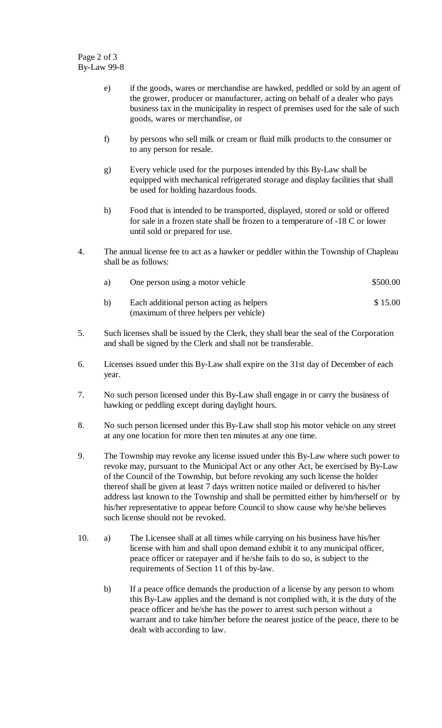e) if the goods, wares or merchandise are hawked, peddled or sold by an agent of the grower, producer or manufacturer, acting on behalf of a dealer who pays business tax in the municipality in respect of premises used for the sale of such goods, wares or merchandise, or

f) by persons who sell milk or cream or fluid milk products to the consumer or to any person for resale.

g) Every vehicle used for the purposes intended by this By-Law shall be equipped with mechanical refrigerated storage and display facilities that shall be used for holding hazardous foods.

h) Food that is intended to be transported, displayed, stored or sold or offered for sale in a frozen state shall be frozen to a temperature of -18 C or lower until sold or prepared for use.

4. The annual license fee to act as a hawker or peddler within the Township of Chapleau shall be as follows:

| | | |
|---|---|---|
| a) | One person using a motor vehicle | \$500.00 |
| b) | Each additional person acting as helpers (maximum of three helpers per vehicle) | \$ 15.00 |

5. Such licenses shall be issued by the Clerk, they shall bear the seal of the Corporation and shall be signed by the Clerk and shall not be transferable.

6. Licenses issued under this By-Law shall expire on the 31st day of December of each year.

7. No such person licensed under this By-Law shall engage in or carry the business of hawking or peddling except during daylight hours.

8. No such person licensed under this By-Law shall stop his motor vehicle on any street at any one location for more then ten minutes at any one time.

9. The Township may revoke any license issued under this By-Law where such power to revoke may, pursuant to the Municipal Act or any other Act, be exercised by By-Law of the Council of the Township, but before revoking any such license the holder thereof shall be given at least 7 days written notice mailed or delivered to his/her address last known to the Township and shall be permitted either by him/herself or by his/her representative to appear before Council to show cause why he/she believes such license should not be revoked.

10. a) The Licensee shall at all times while carrying on his business have his/her license with him and shall upon demand exhibit it to any municipal officer, peace officer or ratepayer and if he/she fails to do so, is subject to the requirements of Section 11 of this by-law.

b) If a peace office demands the production of a license by any person to whom this By-Law applies and the demand is not complied with, it is the duty of the peace officer and he/she has the power to arrest such person without a warrant and to take him/her before the nearest justice of the peace, there to be dealt with according to law.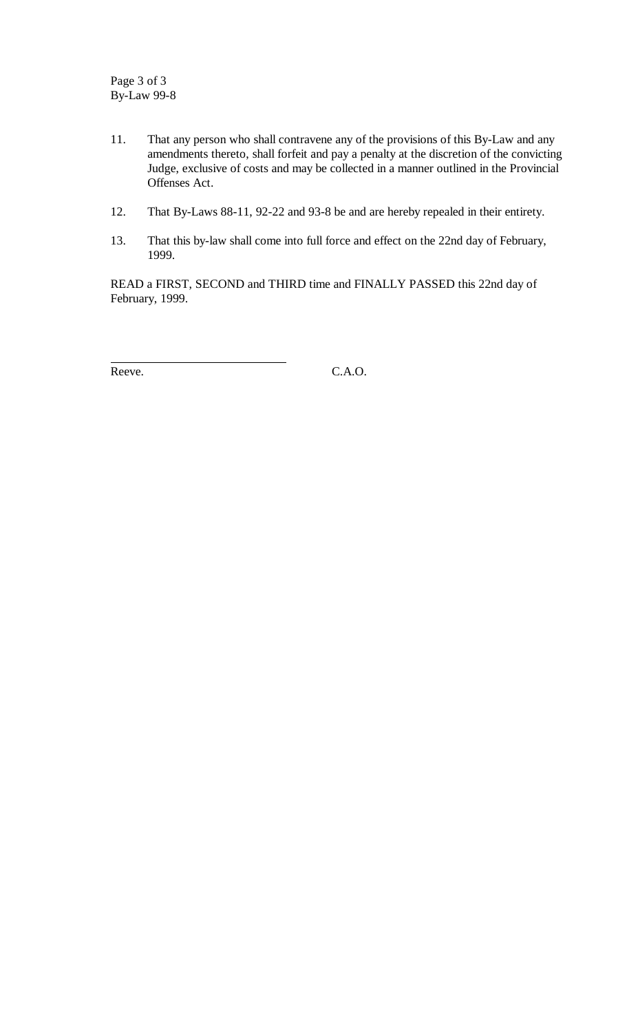11. That any person who shall contravene any of the provisions of this By-Law and any amendments thereto, shall forfeit and pay a penalty at the discretion of the convicting Judge, exclusive of costs and may be collected in a manner outlined in the Provincial Offenses Act.

12. That By-Laws 88-11, 92-22 and 93-8 be and are hereby repealed in their entirety.

13. That this by-law shall come into full force and effect on the 22nd day of February, 1999.

READ a FIRST, SECOND and THIRD time and FINALLY PASSED this 22nd day of February, 1999.

______________________________

Reeve. C.A.O.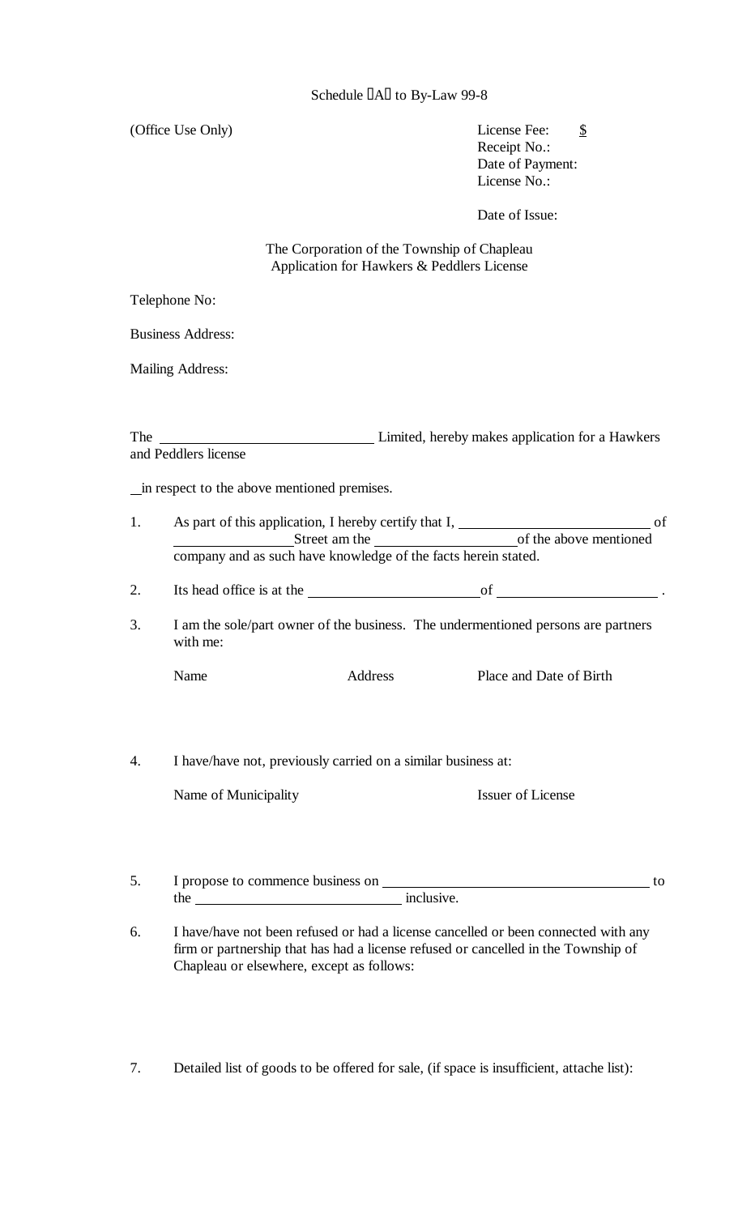Schedule "A" to By-Law 99-8

(Office Use Only)

License Fee: $
Receipt No.:
Date of Payment:
License No.:

Date of Issue:

The Corporation of the Township of Chapleau
Application for Hawkers & Peddlers License

Telephone No:

Business Address:

Mailing Address:

The ______________________ Limited, hereby makes application for a Hawkers and Peddlers license

_in respect to the above mentioned premises.

1. As part of this application, I hereby certify that I, ____________________ of ____________ Street am the ______________ of the above mentioned company and as such have knowledge of the facts herein stated.

2. Its head office is at the __________________ of ________________ .

3. I am the sole/part owner of the business. The undermentioned persons are partners with me:

   | Name | Address | Place and Date of Birth |
   | --- | --- | --- |
   | | | |

4. I have/have not, previously carried on a similar business at:

   | Name of Municipality | Issuer of License |
   | --- | --- |
   | | |

5. I propose to commence business on ____________________________ to the ______________________ inclusive.

6. I have/have not been refused or had a license cancelled or been connected with any firm or partnership that has had a license refused or cancelled in the Township of Chapleau or elsewhere, except as follows:

7. Detailed list of goods to be offered for sale, (if space is insufficient, attache list):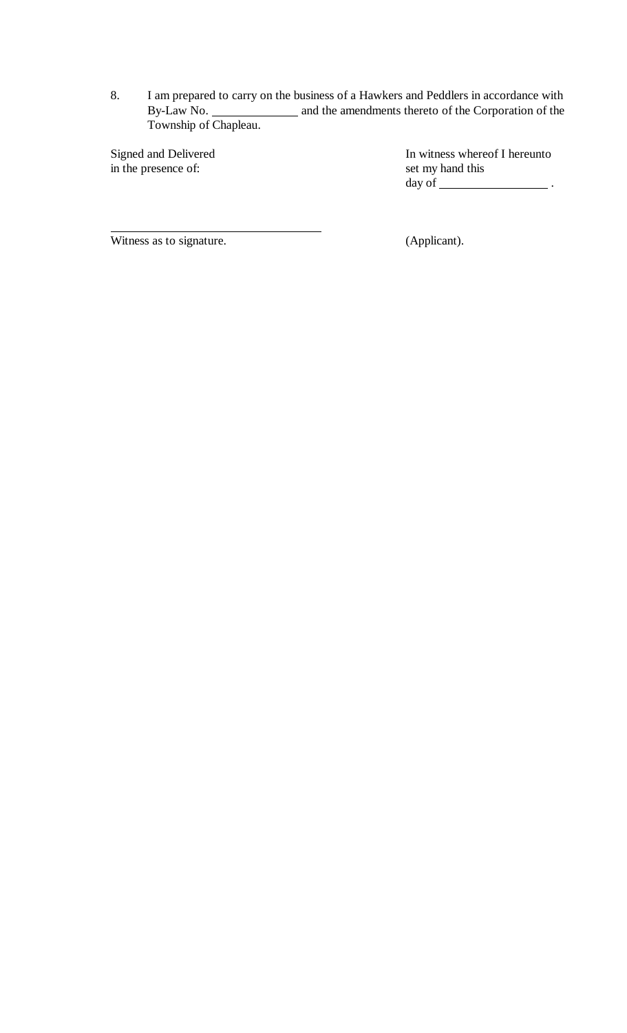8. I am prepared to carry on the business of a Hawkers and Peddlers in accordance with By-Law No. ______________ and the amendments thereto of the Corporation of the Township of Chapleau.

| | |
|---|---|
| Signed and Delivered in the presence of: | In witness whereof I hereunto set my hand this day of __________________ . |
| ___________________________________ Witness as to signature. | (Applicant). |